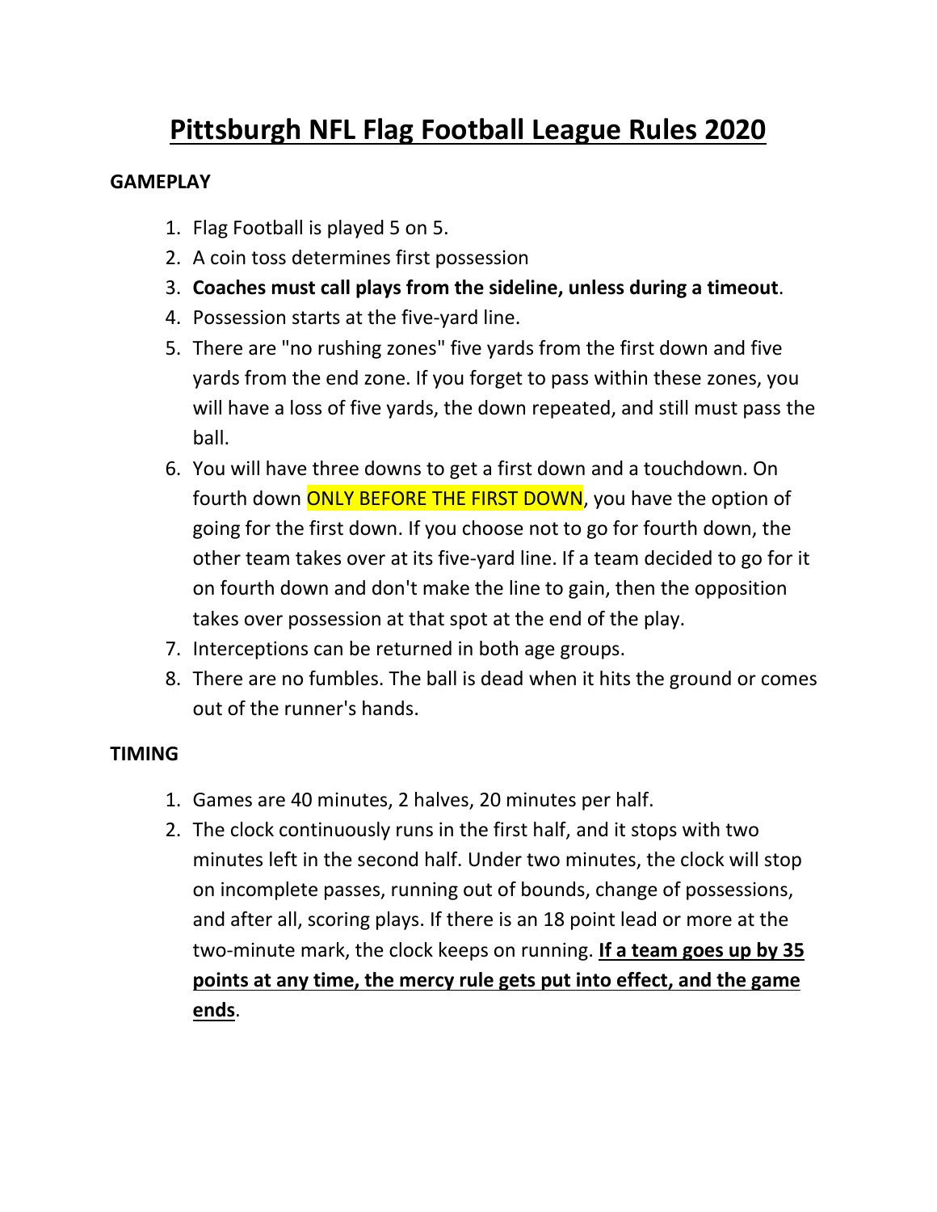# Pittsburgh NFL Flag Football League Rules 2020

## GAMEPLAY

1. Flag Football is played 5 on 5.
2. A coin toss determines first possession
3. **Coaches must call plays from the sideline, unless during a timeout**.
4. Possession starts at the five-yard line.
5. There are "no rushing zones" five yards from the first down and five yards from the end zone. If you forget to pass within these zones, you will have a loss of five yards, the down repeated, and still must pass the ball.
6. You will have three downs to get a first down and a touchdown. On fourth down ONLY BEFORE THE FIRST DOWN, you have the option of going for the first down. If you choose not to go for fourth down, the other team takes over at its five-yard line. If a team decided to go for it on fourth down and don't make the line to gain, then the opposition takes over possession at that spot at the end of the play.
7. Interceptions can be returned in both age groups.
8. There are no fumbles. The ball is dead when it hits the ground or comes out of the runner's hands.

## TIMING

1. Games are 40 minutes, 2 halves, 20 minutes per half.
2. The clock continuously runs in the first half, and it stops with two minutes left in the second half. Under two minutes, the clock will stop on incomplete passes, running out of bounds, change of possessions, and after all, scoring plays. If there is an 18 point lead or more at the two-minute mark, the clock keeps on running. **If a team goes up by 35 points at any time, the mercy rule gets put into effect, and the game ends**.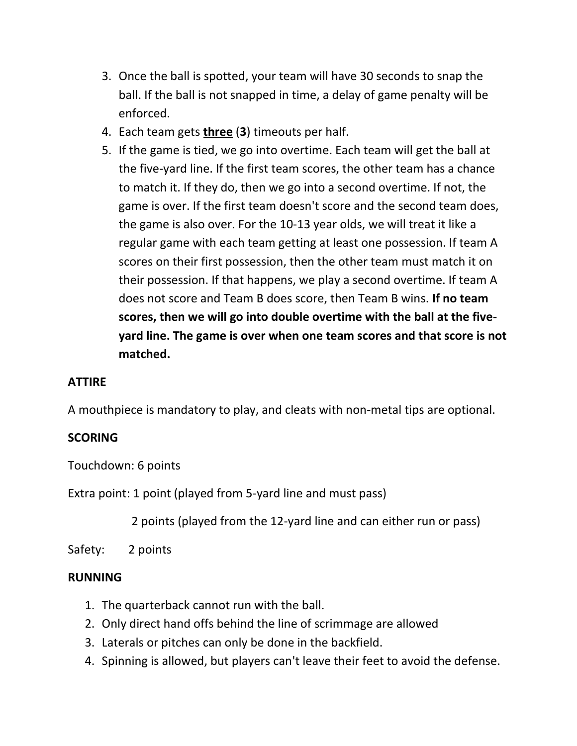3. Once the ball is spotted, your team will have 30 seconds to snap the ball. If the ball is not snapped in time, a delay of game penalty will be enforced.
4. Each team gets **<u>three</u>** (**3**) timeouts per half.
5. If the game is tied, we go into overtime. Each team will get the ball at the five-yard line. If the first team scores, the other team has a chance to match it. If they do, then we go into a second overtime. If not, the game is over. If the first team doesn't score and the second team does, the game is also over. For the 10-13 year olds, we will treat it like a regular game with each team getting at least one possession. If team A scores on their first possession, then the other team must match it on their possession. If that happens, we play a second overtime. If team A does not score and Team B does score, then Team B wins. **If no team scores, then we will go into double overtime with the ball at the five-yard line. The game is over when one team scores and that score is not matched.**

**ATTIRE**

A mouthpiece is mandatory to play, and cleats with non-metal tips are optional.

**SCORING**

Touchdown: 6 points

Extra point: 1 point (played from 5-yard line and must pass)

2 points (played from the 12-yard line and can either run or pass)

Safety: 2 points

**RUNNING**

1. The quarterback cannot run with the ball.
2. Only direct hand offs behind the line of scrimmage are allowed
3. Laterals or pitches can only be done in the backfield.
4. Spinning is allowed, but players can't leave their feet to avoid the defense.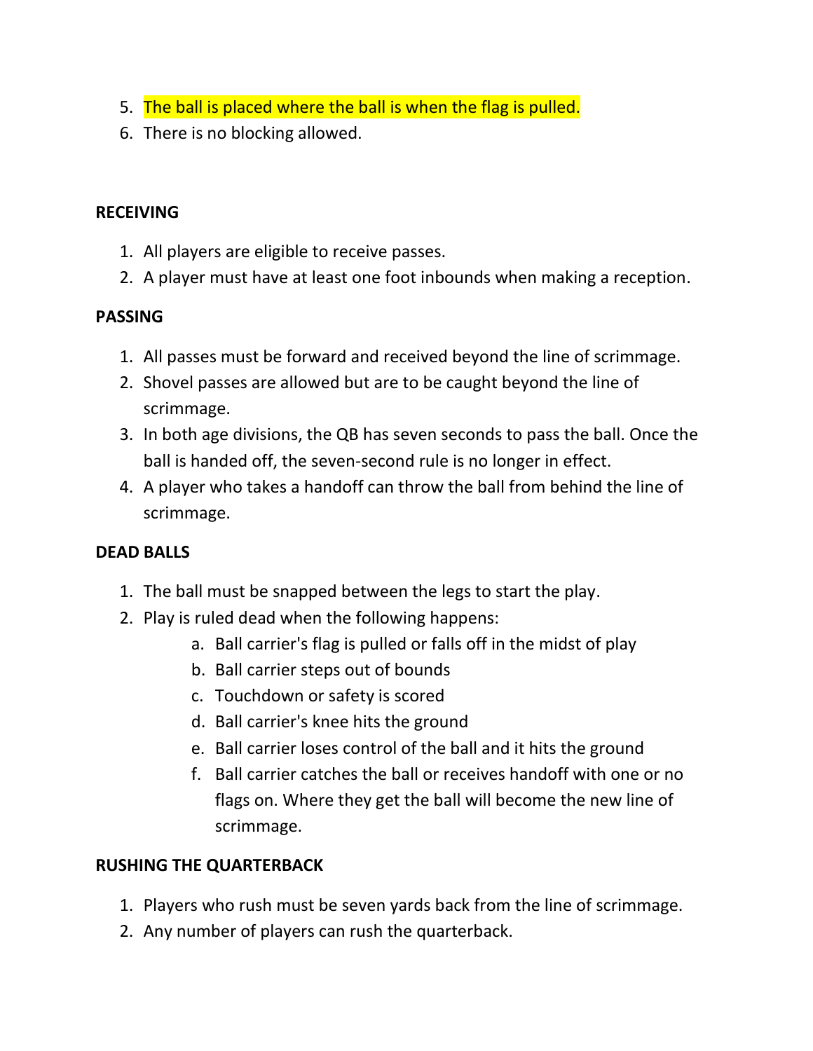5. The ball is placed where the ball is when the flag is pulled.
6. There is no blocking allowed.

**RECEIVING**

1. All players are eligible to receive passes.
2. A player must have at least one foot inbounds when making a reception.

**PASSING**

1. All passes must be forward and received beyond the line of scrimmage.
2. Shovel passes are allowed but are to be caught beyond the line of scrimmage.
3. In both age divisions, the QB has seven seconds to pass the ball. Once the ball is handed off, the seven-second rule is no longer in effect.
4. A player who takes a handoff can throw the ball from behind the line of scrimmage.

**DEAD BALLS**

1. The ball must be snapped between the legs to start the play.
2. Play is ruled dead when the following happens:
    a. Ball carrier's flag is pulled or falls off in the midst of play
    b. Ball carrier steps out of bounds
    c. Touchdown or safety is scored
    d. Ball carrier's knee hits the ground
    e. Ball carrier loses control of the ball and it hits the ground
    f. Ball carrier catches the ball or receives handoff with one or no flags on. Where they get the ball will become the new line of scrimmage.

**RUSHING THE QUARTERBACK**

1. Players who rush must be seven yards back from the line of scrimmage.
2. Any number of players can rush the quarterback.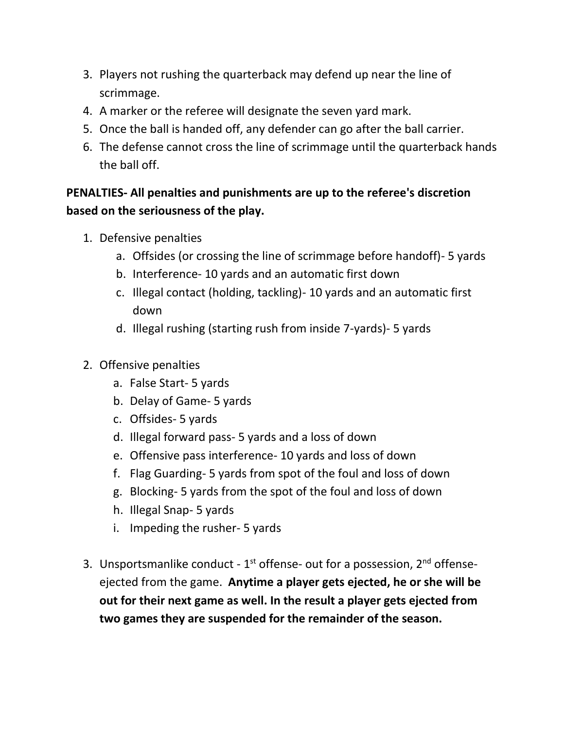3. Players not rushing the quarterback may defend up near the line of scrimmage.
4. A marker or the referee will designate the seven yard mark.
5. Once the ball is handed off, any defender can go after the ball carrier.
6. The defense cannot cross the line of scrimmage until the quarterback hands the ball off.

**PENALTIES- All penalties and punishments are up to the referee's discretion based on the seriousness of the play.**

1. Defensive penalties
   a. Offsides (or crossing the line of scrimmage before handoff)- 5 yards
   b. Interference- 10 yards and an automatic first down
   c. Illegal contact (holding, tackling)- 10 yards and an automatic first down
   d. Illegal rushing (starting rush from inside 7-yards)- 5 yards

2. Offensive penalties
   a. False Start- 5 yards
   b. Delay of Game- 5 yards
   c. Offsides- 5 yards
   d. Illegal forward pass- 5 yards and a loss of down
   e. Offensive pass interference- 10 yards and loss of down
   f. Flag Guarding- 5 yards from spot of the foul and loss of down
   g. Blocking- 5 yards from the spot of the foul and loss of down
   h. Illegal Snap- 5 yards
   i. Impeding the rusher- 5 yards

3. Unsportsmanlike conduct - 1st offense- out for a possession, 2nd offense- ejected from the game. **Anytime a player gets ejected, he or she will be out for their next game as well. In the result a player gets ejected from two games they are suspended for the remainder of the season.**